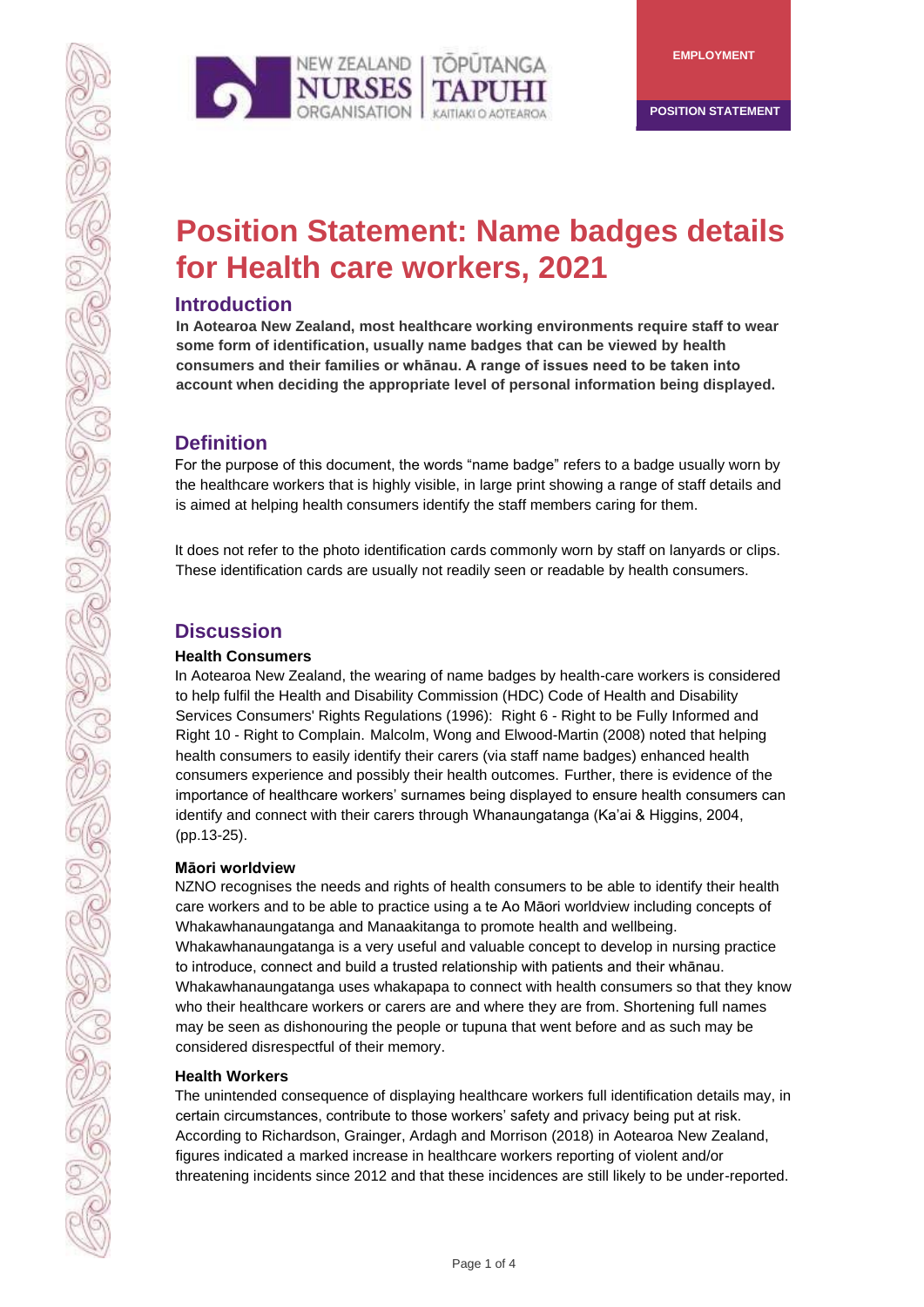EMPLOYMENT

POSITION STATEMENT

# Position Statement: Name badges details for Health care workers, 2021

## Introduction

**In Aotearoa New Zealand, most healthcare working environments require staff to wear some form of identification, usually name badges that can be viewed by health consumers and their families or whānau. A range of issues need to be taken into account when deciding the appropriate level of personal information being displayed.**

## Definition

For the purpose of this document, the words "name badge" refers to a badge usually worn by the healthcare workers that is highly visible, in large print showing a range of staff details and is aimed at helping health consumers identify the staff members caring for them.

It does not refer to the photo identification cards commonly worn by staff on lanyards or clips. These identification cards are usually not readily seen or readable by health consumers.

## Discussion

### Health Consumers

In Aotearoa New Zealand, the wearing of name badges by health-care workers is considered to help fulfil the Health and Disability Commission (HDC) Code of Health and Disability Services Consumers' Rights Regulations (1996): Right 6 - Right to be Fully Informed and Right 10 - Right to Complain. Malcolm, Wong and Elwood-Martin (2008) noted that helping health consumers to easily identify their carers (via staff name badges) enhanced health consumers experience and possibly their health outcomes. Further, there is evidence of the importance of healthcare workers' surnames being displayed to ensure health consumers can identify and connect with their carers through Whanaungatanga (Ka'ai & Higgins, 2004, (pp.13-25).

### Māori worldview

NZNO recognises the needs and rights of health consumers to be able to identify their health care workers and to be able to practice using a te Ao Māori worldview including concepts of Whakawhanaungatanga and Manaakitanga to promote health and wellbeing. Whakawhanaungatanga is a very useful and valuable concept to develop in nursing practice to introduce, connect and build a trusted relationship with patients and their whānau. Whakawhanaungatanga uses whakapapa to connect with health consumers so that they know who their healthcare workers or carers are and where they are from. Shortening full names may be seen as dishonouring the people or tupuna that went before and as such may be considered disrespectful of their memory.

### Health Workers

The unintended consequence of displaying healthcare workers full identification details may, in certain circumstances, contribute to those workers' safety and privacy being put at risk. According to Richardson, Grainger, Ardagh and Morrison (2018) in Aotearoa New Zealand, figures indicated a marked increase in healthcare workers reporting of violent and/or threatening incidents since 2012 and that these incidences are still likely to be under-reported.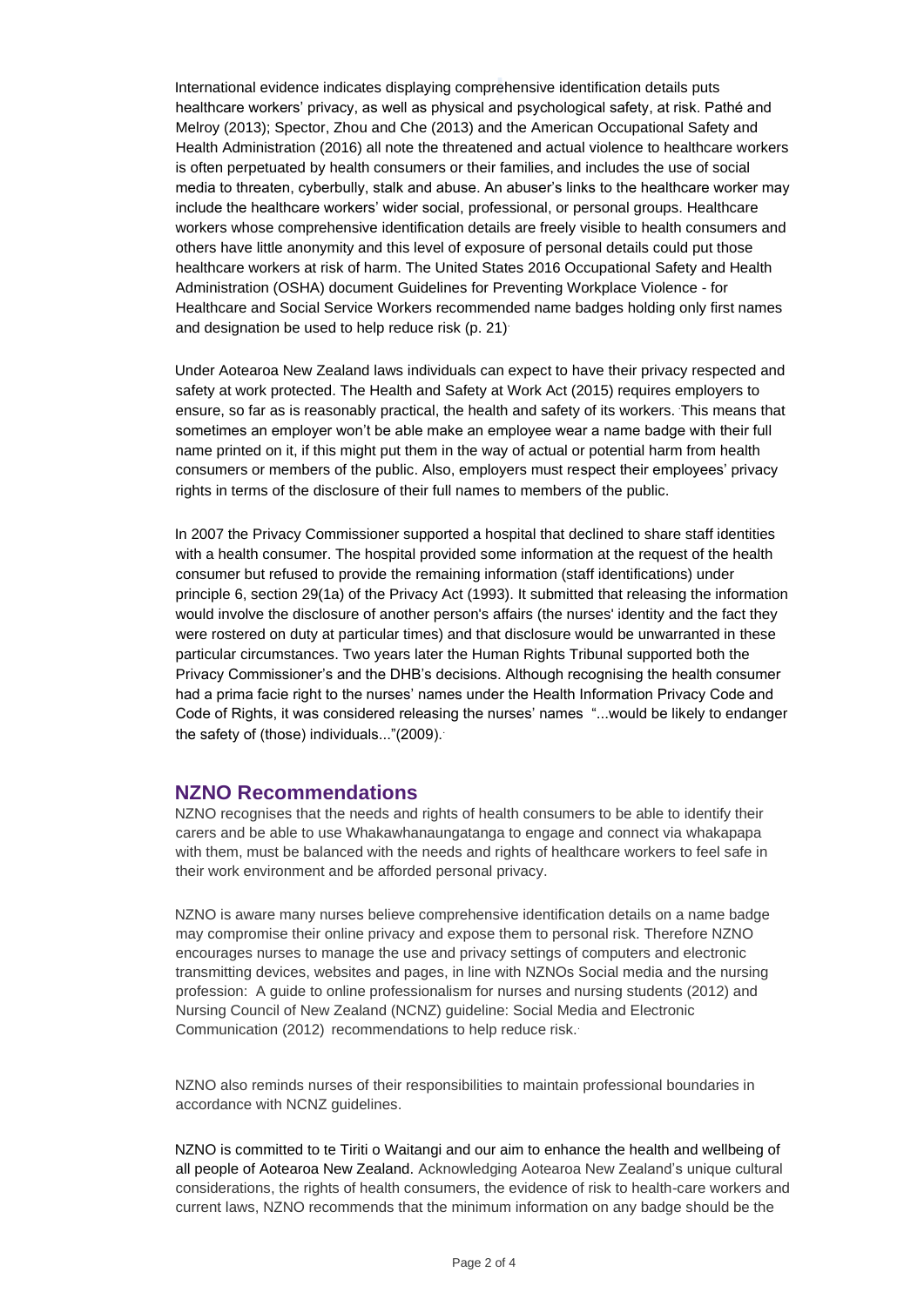International evidence indicates displaying comprehensive identification details puts healthcare workers' privacy, as well as physical and psychological safety, at risk. Pathé and Melroy (2013); Spector, Zhou and Che (2013) and the American Occupational Safety and Health Administration (2016) all note the threatened and actual violence to healthcare workers is often perpetuated by health consumers or their families, and includes the use of social media to threaten, cyberbully, stalk and abuse. An abuser's links to the healthcare worker may include the healthcare workers' wider social, professional, or personal groups. Healthcare workers whose comprehensive identification details are freely visible to health consumers and others have little anonymity and this level of exposure of personal details could put those healthcare workers at risk of harm. The United States 2016 Occupational Safety and Health Administration (OSHA) document Guidelines for Preventing Workplace Violence - for Healthcare and Social Service Workers recommended name badges holding only first names and designation be used to help reduce risk (p. 21).

Under Aotearoa New Zealand laws individuals can expect to have their privacy respected and safety at work protected. The Health and Safety at Work Act (2015) requires employers to ensure, so far as is reasonably practical, the health and safety of its workers. This means that sometimes an employer won't be able make an employee wear a name badge with their full name printed on it, if this might put them in the way of actual or potential harm from health consumers or members of the public. Also, employers must respect their employees' privacy rights in terms of the disclosure of their full names to members of the public.

In 2007 the Privacy Commissioner supported a hospital that declined to share staff identities with a health consumer. The hospital provided some information at the request of the health consumer but refused to provide the remaining information (staff identifications) under principle 6, section 29(1a) of the Privacy Act (1993). It submitted that releasing the information would involve the disclosure of another person's affairs (the nurses' identity and the fact they were rostered on duty at particular times) and that disclosure would be unwarranted in these particular circumstances. Two years later the Human Rights Tribunal supported both the Privacy Commissioner's and the DHB's decisions. Although recognising the health consumer had a prima facie right to the nurses' names under the Health Information Privacy Code and Code of Rights, it was considered releasing the nurses' names "...would be likely to endanger the safety of (those) individuals..."(2009).

## NZNO Recommendations

NZNO recognises that the needs and rights of health consumers to be able to identify their carers and be able to use Whakawhanaungatanga to engage and connect via whakapapa with them, must be balanced with the needs and rights of healthcare workers to feel safe in their work environment and be afforded personal privacy.

NZNO is aware many nurses believe comprehensive identification details on a name badge may compromise their online privacy and expose them to personal risk. Therefore NZNO encourages nurses to manage the use and privacy settings of computers and electronic transmitting devices, websites and pages, in line with NZNOs Social media and the nursing profession: A guide to online professionalism for nurses and nursing students (2012) and Nursing Council of New Zealand (NCNZ) guideline: Social Media and Electronic Communication (2012) recommendations to help reduce risk.

NZNO also reminds nurses of their responsibilities to maintain professional boundaries in accordance with NCNZ guidelines.

NZNO is committed to te Tiriti o Waitangi and our aim to enhance the health and wellbeing of all people of Aotearoa New Zealand. Acknowledging Aotearoa New Zealand's unique cultural considerations, the rights of health consumers, the evidence of risk to health-care workers and current laws, NZNO recommends that the minimum information on any badge should be the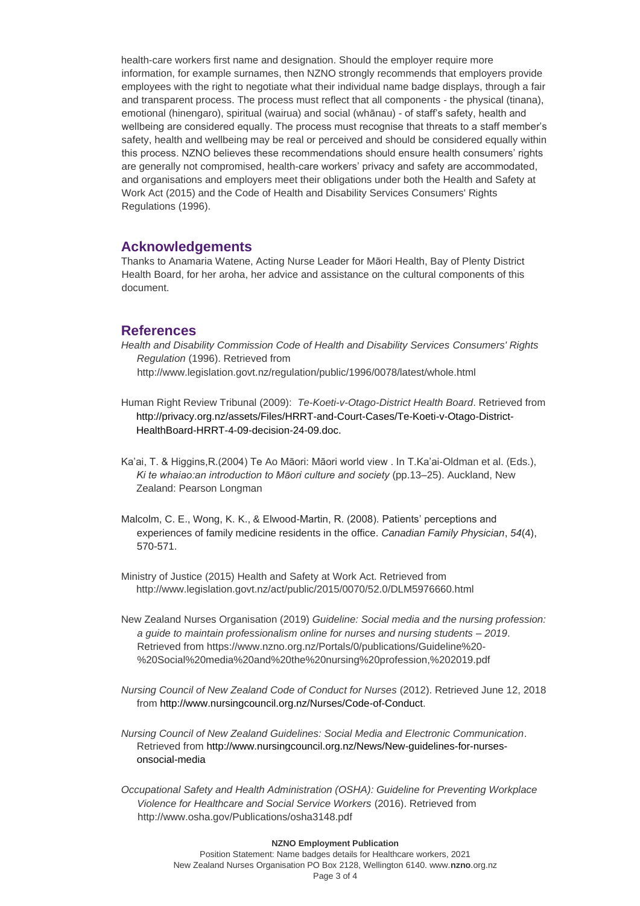health-care workers first name and designation. Should the employer require more information, for example surnames, then NZNO strongly recommends that employers provide employees with the right to negotiate what their individual name badge displays, through a fair and transparent process. The process must reflect that all components - the physical (tinana), emotional (hinengaro), spiritual (wairua) and social (whānau) - of staff's safety, health and wellbeing are considered equally. The process must recognise that threats to a staff member's safety, health and wellbeing may be real or perceived and should be considered equally within this process. NZNO believes these recommendations should ensure health consumers' rights are generally not compromised, health-care workers' privacy and safety are accommodated, and organisations and employers meet their obligations under both the Health and Safety at Work Act (2015) and the Code of Health and Disability Services Consumers' Rights Regulations (1996).

## Acknowledgements

Thanks to Anamaria Watene, Acting Nurse Leader for Māori Health, Bay of Plenty District Health Board, for her aroha, her advice and assistance on the cultural components of this document.

## References

*Health and Disability Commission Code of Health and Disability Services Consumers' Rights Regulation* (1996). Retrieved from http://www.legislation.govt.nz/regulation/public/1996/0078/latest/whole.html

Human Right Review Tribunal (2009): *Te-Koeti-v-Otago-District Health Board*. Retrieved from http://privacy.org.nz/assets/Files/HRRT-and-Court-Cases/Te-Koeti-v-Otago-District-HealthBoard-HRRT-4-09-decision-24-09.doc.

Ka'ai, T. & Higgins,R.(2004) Te Ao Māori: Māori world view . In T.Ka'ai-Oldman et al. (Eds.), *Ki te whaiao:an introduction to Māori culture and society* (pp.13–25). Auckland, New Zealand: Pearson Longman

Malcolm, C. E., Wong, K. K., & Elwood-Martin, R. (2008). Patients' perceptions and experiences of family medicine residents in the office. *Canadian Family Physician*, *54*(4), 570-571.

Ministry of Justice (2015) Health and Safety at Work Act. Retrieved from http://www.legislation.govt.nz/act/public/2015/0070/52.0/DLM5976660.html

New Zealand Nurses Organisation (2019) *Guideline: Social media and the nursing profession: a guide to maintain professionalism online for nurses and nursing students – 2019*. Retrieved from https://www.nzno.org.nz/Portals/0/publications/Guideline%20-%20Social%20media%20and%20the%20nursing%20profession,%202019.pdf

*Nursing Council of New Zealand Code of Conduct for Nurses* (2012). Retrieved June 12, 2018 from http://www.nursingcouncil.org.nz/Nurses/Code-of-Conduct.

*Nursing Council of New Zealand Guidelines: Social Media and Electronic Communication*. Retrieved from http://www.nursingcouncil.org.nz/News/New-guidelines-for-nurses-onsocial-media

*Occupational Safety and Health Administration (OSHA): Guideline for Preventing Workplace Violence for Healthcare and Social Service Workers* (2016). Retrieved from http://www.osha.gov/Publications/osha3148.pdf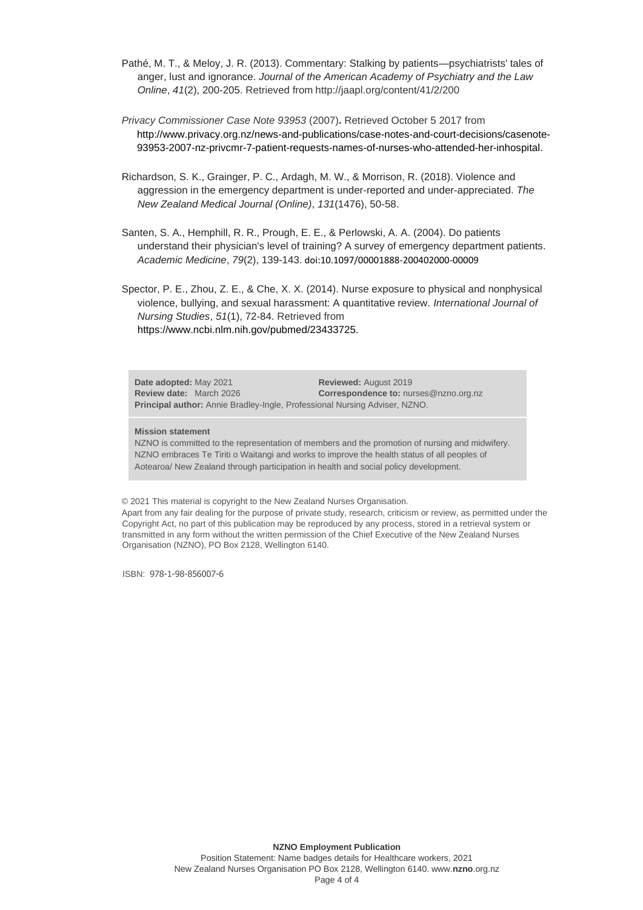Pathé, M. T., & Meloy, J. R. (2013). Commentary: Stalking by patients—psychiatrists' tales of anger, lust and ignorance. *Journal of the American Academy of Psychiatry and the Law Online*, *41*(2), 200-205. Retrieved from http://jaapl.org/content/41/2/200

*Privacy Commissioner Case Note 93953* (2007)**.** Retrieved October 5 2017 from http://www.privacy.org.nz/news-and-publications/case-notes-and-court-decisions/casenote-93953-2007-nz-privcmr-7-patient-requests-names-of-nurses-who-attended-her-inhospital.

Richardson, S. K., Grainger, P. C., Ardagh, M. W., & Morrison, R. (2018). Violence and aggression in the emergency department is under-reported and under-appreciated. *The New Zealand Medical Journal (Online)*, *131*(1476), 50-58.

Santen, S. A., Hemphill, R. R., Prough, E. E., & Perlowski, A. A. (2004). Do patients understand their physician's level of training? A survey of emergency department patients. *Academic Medicine*, *79*(2), 139-143. doi:10.1097/00001888-200402000-00009

Spector, P. E., Zhou, Z. E., & Che, X. X. (2014). Nurse exposure to physical and nonphysical violence, bullying, and sexual harassment: A quantitative review. *International Journal of Nursing Studies*, *51*(1), 72-84. Retrieved from https://www.ncbi.nlm.nih.gov/pubmed/23433725.

**Date adopted:** May 2021
**Reviewed:** August 2019
**Review date:** March 2026
**Correspondence to:** nurses@nzno.org.nz
**Principal author:** Annie Bradley-Ingle, Professional Nursing Adviser, NZNO.

**Mission statement**

NZNO is committed to the representation of members and the promotion of nursing and midwifery. NZNO embraces Te Tiriti o Waitangi and works to improve the health status of all peoples of Aotearoa/ New Zealand through participation in health and social policy development.

© 2021 This material is copyright to the New Zealand Nurses Organisation.
Apart from any fair dealing for the purpose of private study, research, criticism or review, as permitted under the Copyright Act, no part of this publication may be reproduced by any process, stored in a retrieval system or transmitted in any form without the written permission of the Chief Executive of the New Zealand Nurses Organisation (NZNO), PO Box 2128, Wellington 6140.

ISBN: 978-1-98-856007-6